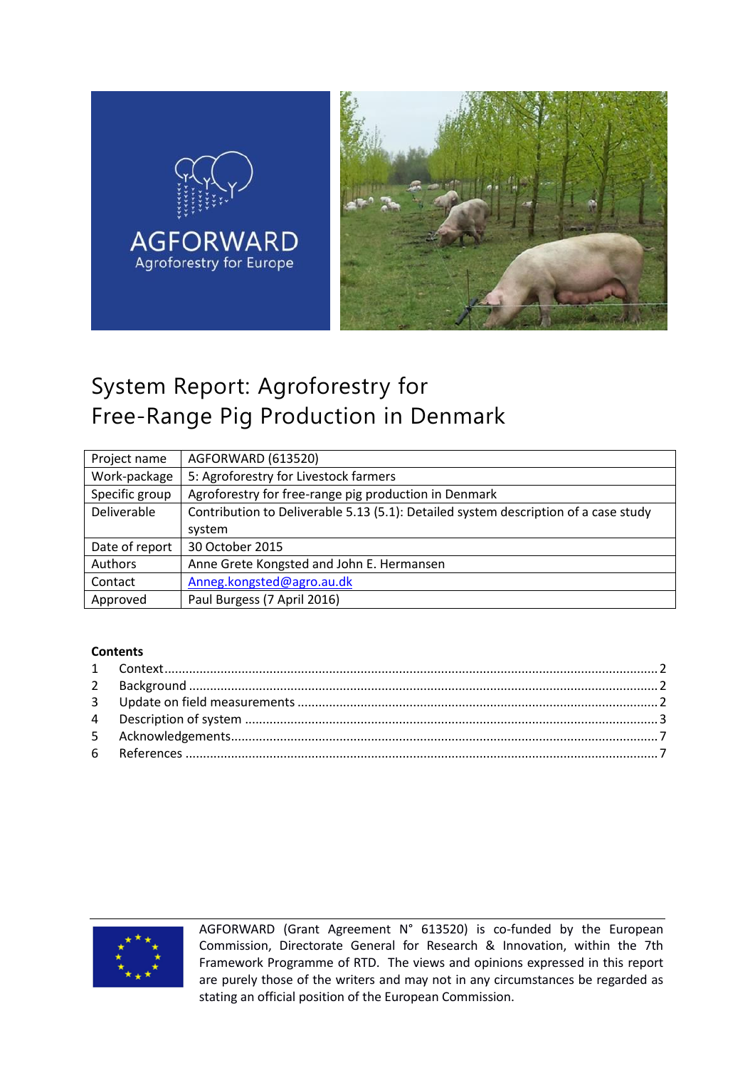AGFORWARD

Agroforestry for Europe

# System Report: Agroforestry for Free-Range Pig Production in Denmark

| Project name | AGFORWARD (613520) |
|---|---|
| Work-package | 5: Agroforestry for Livestock farmers |
| Specific group | Agroforestry for free-range pig production in Denmark |
| Deliverable | Contribution to Deliverable 5.13 (5.1): Detailed system description of a case study system |
| Date of report | 30 October 2015 |
| Authors | Anne Grete Kongsted and John E. Hermansen |
| Contact | Anneg.kongsted@agro.au.dk |
| Approved | Paul Burgess (7 April 2016) |

**Contents**

1 Context ........................................................................................................................................ 2
2 Background .................................................................................................................................. 2
3 Update on field measurements .................................................................................................... 2
4 Description of system ................................................................................................................... 3
5 Acknowledgements....................................................................................................................... 7
6 References .................................................................................................................................... 7

AGFORWARD (Grant Agreement N° 613520) is co-funded by the European Commission, Directorate General for Research & Innovation, within the 7th Framework Programme of RTD. The views and opinions expressed in this report are purely those of the writers and may not in any circumstances be regarded as stating an official position of the European Commission.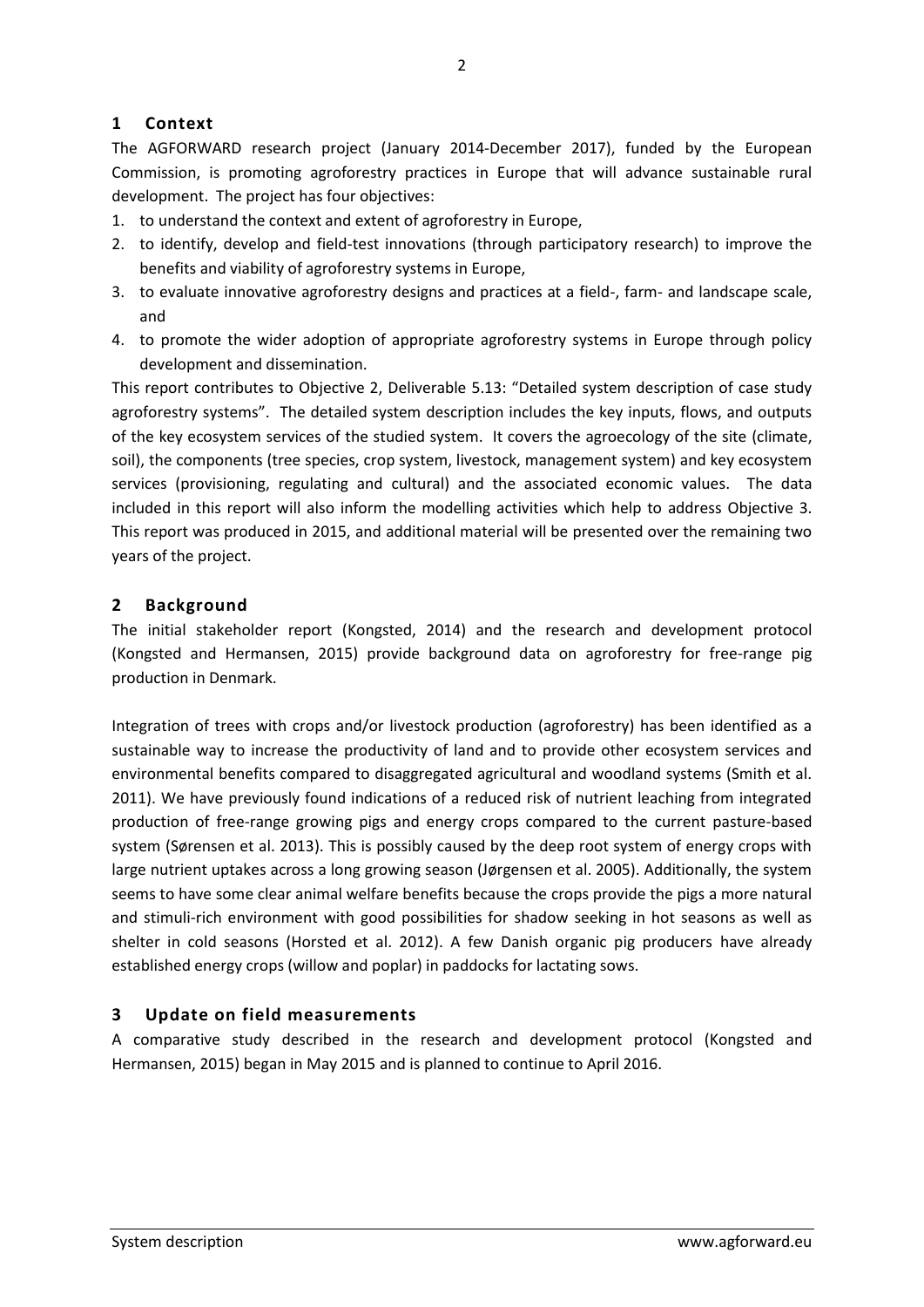## 1 Context

The AGFORWARD research project (January 2014-December 2017), funded by the European Commission, is promoting agroforestry practices in Europe that will advance sustainable rural development. The project has four objectives:

1. to understand the context and extent of agroforestry in Europe,
2. to identify, develop and field-test innovations (through participatory research) to improve the benefits and viability of agroforestry systems in Europe,
3. to evaluate innovative agroforestry designs and practices at a field-, farm- and landscape scale, and
4. to promote the wider adoption of appropriate agroforestry systems in Europe through policy development and dissemination.

This report contributes to Objective 2, Deliverable 5.13: "Detailed system description of case study agroforestry systems". The detailed system description includes the key inputs, flows, and outputs of the key ecosystem services of the studied system. It covers the agroecology of the site (climate, soil), the components (tree species, crop system, livestock, management system) and key ecosystem services (provisioning, regulating and cultural) and the associated economic values. The data included in this report will also inform the modelling activities which help to address Objective 3. This report was produced in 2015, and additional material will be presented over the remaining two years of the project.

## 2 Background

The initial stakeholder report (Kongsted, 2014) and the research and development protocol (Kongsted and Hermansen, 2015) provide background data on agroforestry for free-range pig production in Denmark.

Integration of trees with crops and/or livestock production (agroforestry) has been identified as a sustainable way to increase the productivity of land and to provide other ecosystem services and environmental benefits compared to disaggregated agricultural and woodland systems (Smith et al. 2011). We have previously found indications of a reduced risk of nutrient leaching from integrated production of free-range growing pigs and energy crops compared to the current pasture-based system (Sørensen et al. 2013). This is possibly caused by the deep root system of energy crops with large nutrient uptakes across a long growing season (Jørgensen et al. 2005). Additionally, the system seems to have some clear animal welfare benefits because the crops provide the pigs a more natural and stimuli-rich environment with good possibilities for shadow seeking in hot seasons as well as shelter in cold seasons (Horsted et al. 2012). A few Danish organic pig producers have already established energy crops (willow and poplar) in paddocks for lactating sows.

## 3 Update on field measurements

A comparative study described in the research and development protocol (Kongsted and Hermansen, 2015) began in May 2015 and is planned to continue to April 2016.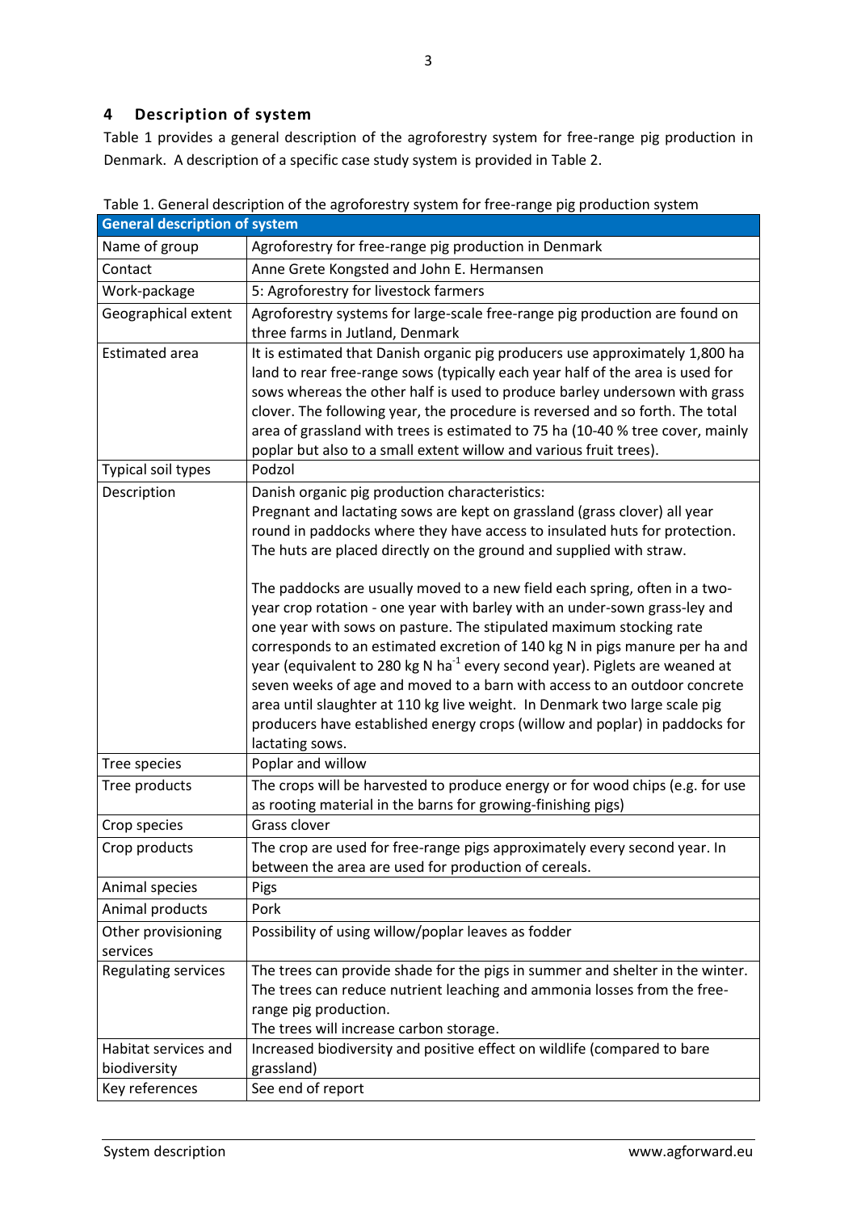## 4 Description of system

Table 1 provides a general description of the agroforestry system for free-range pig production in Denmark. A description of a specific case study system is provided in Table 2.

Table 1. General description of the agroforestry system for free-range pig production system

| General description of system | |
|---|---|
| Name of group | Agroforestry for free-range pig production in Denmark |
| Contact | Anne Grete Kongsted and John E. Hermansen |
| Work-package | 5: Agroforestry for livestock farmers |
| Geographical extent | Agroforestry systems for large-scale free-range pig production are found on three farms in Jutland, Denmark |
| Estimated area | It is estimated that Danish organic pig producers use approximately 1,800 ha land to rear free-range sows (typically each year half of the area is used for sows whereas the other half is used to produce barley undersown with grass clover. The following year, the procedure is reversed and so forth. The total area of grassland with trees is estimated to 75 ha (10-40 % tree cover, mainly poplar but also to a small extent willow and various fruit trees). |
| Typical soil types | Podzol |
| Description | Danish organic pig production characteristics:<br>Pregnant and lactating sows are kept on grassland (grass clover) all year round in paddocks where they have access to insulated huts for protection. The huts are placed directly on the ground and supplied with straw.<br><br>The paddocks are usually moved to a new field each spring, often in a two-year crop rotation - one year with barley with an under-sown grass-ley and one year with sows on pasture. The stipulated maximum stocking rate corresponds to an estimated excretion of 140 kg N in pigs manure per ha and year (equivalent to 280 kg N $ha^{-1}$ every second year). Piglets are weaned at seven weeks of age and moved to a barn with access to an outdoor concrete area until slaughter at 110 kg live weight. In Denmark two large scale pig producers have established energy crops (willow and poplar) in paddocks for lactating sows. |
| Tree species | Poplar and willow |
| Tree products | The crops will be harvested to produce energy or for wood chips (e.g. for use as rooting material in the barns for growing-finishing pigs) |
| Crop species | Grass clover |
| Crop products | The crop are used for free-range pigs approximately every second year. In between the area are used for production of cereals. |
| Animal species | Pigs |
| Animal products | Pork |
| Other provisioning services | Possibility of using willow/poplar leaves as fodder |
| Regulating services | The trees can provide shade for the pigs in summer and shelter in the winter. The trees can reduce nutrient leaching and ammonia losses from the free-range pig production.<br>The trees will increase carbon storage. |
| Habitat services and biodiversity | Increased biodiversity and positive effect on wildlife (compared to bare grassland) |
| Key references | See end of report |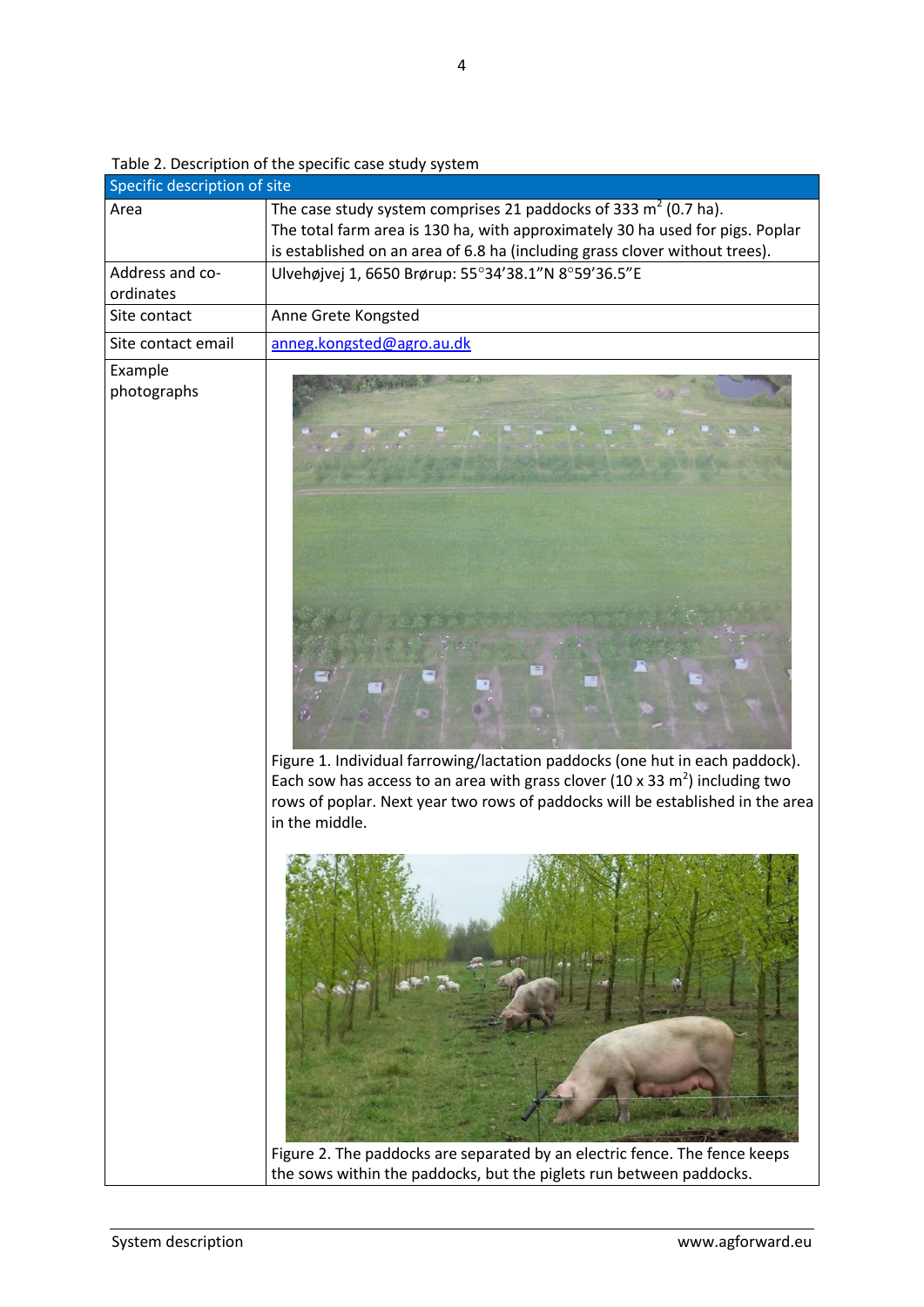Table 2. Description of the specific case study system

| Specific description of site | |
|---|---|
| Area | The case study system comprises 21 paddocks of 333 m$^2$ (0.7 ha). The total farm area is 130 ha, with approximately 30 ha used for pigs. Poplar is established on an area of 6.8 ha (including grass clover without trees). |
| Address and co-ordinates | Ulvehøjvej 1, 6650 Brørup: 55°34'38.1"N 8°59'36.5"E |
| Site contact | Anne Grete Kongsted |
| Site contact email | anneg.kongsted@agro.au.dk |
| Example photographs | Figure 1. Individual farrowing/lactation paddocks (one hut in each paddock). Each sow has access to an area with grass clover (10 x 33 m$^2$) including two rows of poplar. Next year two rows of paddocks will be established in the area in the middle. Figure 2. The paddocks are separated by an electric fence. The fence keeps the sows within the paddocks, but the piglets run between paddocks. |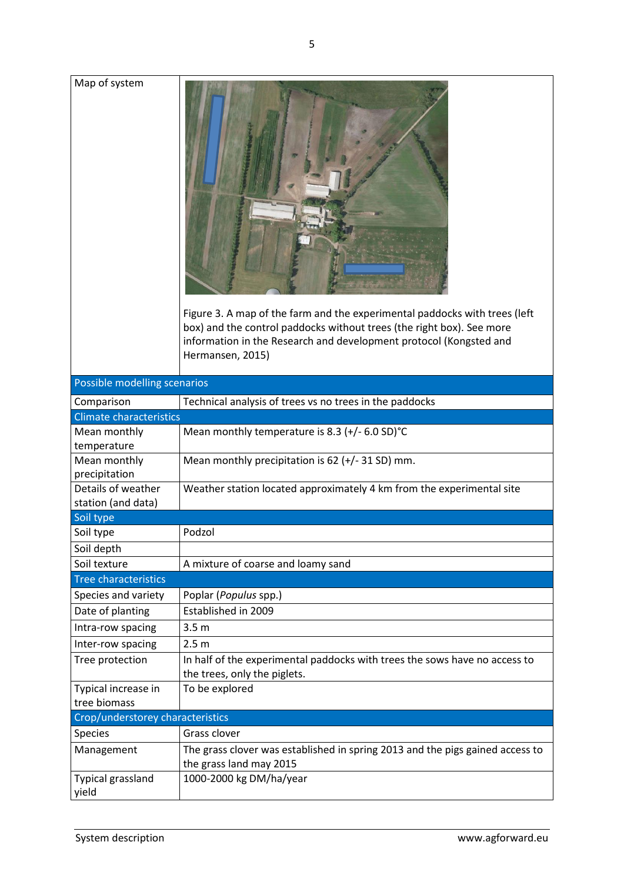| Map of system | Figure 3. A map of the farm and the experimental paddocks with trees (left box) and the control paddocks without trees (the right box). See more information in the Research and development protocol (Kongsted and Hermansen, 2015) |
|---|---|
| **Possible modelling scenarios** | |
| Comparison | Technical analysis of trees vs no trees in the paddocks |
| **Climate characteristics** | |
| Mean monthly temperature | Mean monthly temperature is 8.3 (+/- 6.0 SD)°C |
| Mean monthly precipitation | Mean monthly precipitation is 62 (+/- 31 SD) mm. |
| Details of weather station (and data) | Weather station located approximately 4 km from the experimental site |
| **Soil type** | |
| Soil type | Podzol |
| Soil depth | |
| Soil texture | A mixture of coarse and loamy sand |
| **Tree characteristics** | |
| Species and variety | Poplar (*Populus* spp.) |
| Date of planting | Established in 2009 |
| Intra-row spacing | 3.5 m |
| Inter-row spacing | 2.5 m |
| Tree protection | In half of the experimental paddocks with trees the sows have no access to the trees, only the piglets. |
| Typical increase in tree biomass | To be explored |
| **Crop/understorey characteristics** | |
| Species | Grass clover |
| Management | The grass clover was established in spring 2013 and the pigs gained access to the grass land may 2015 |
| Typical grassland yield | 1000-2000 kg DM/ha/year |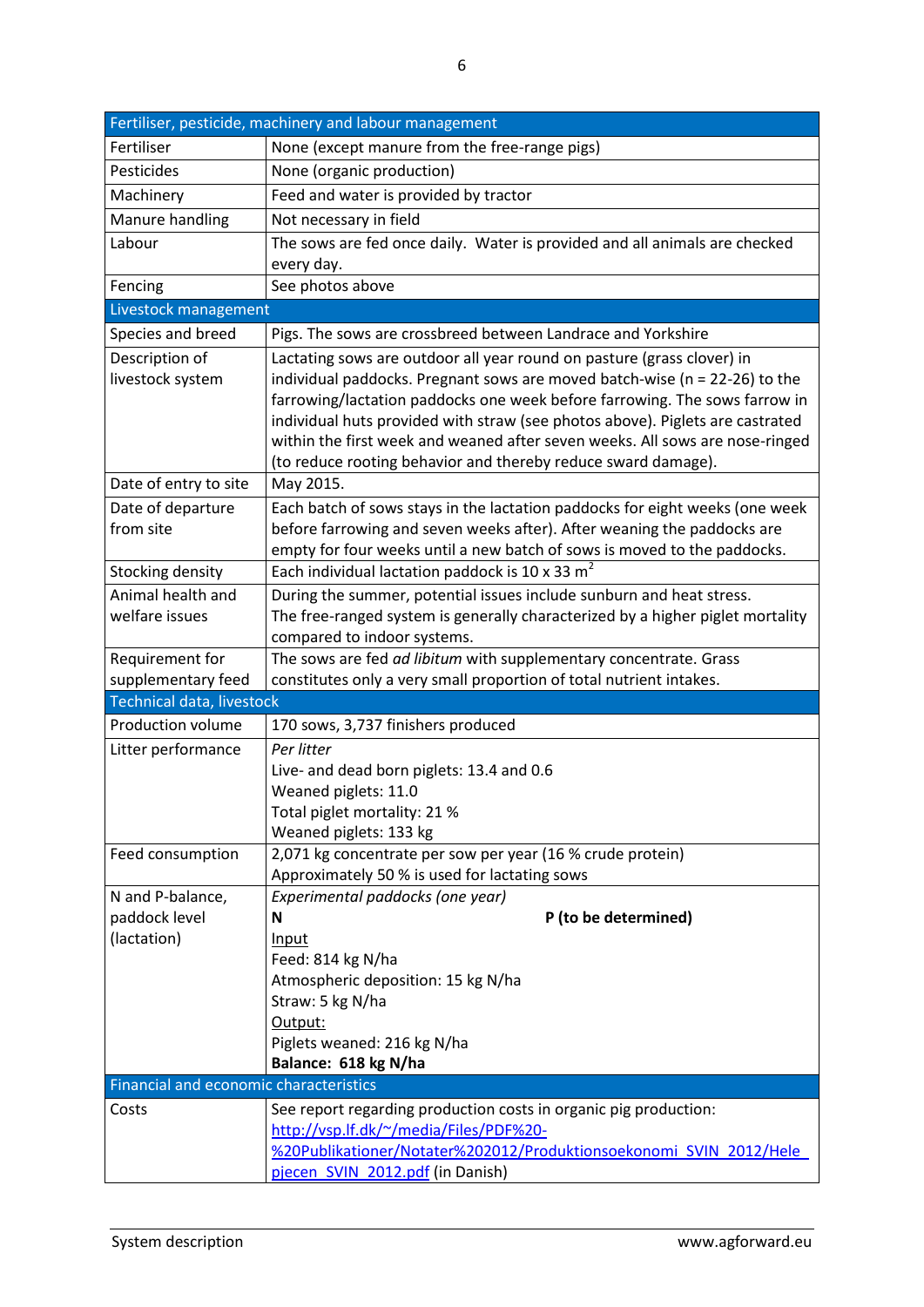| Fertiliser, pesticide, machinery and labour management | |
|---|---|
| Fertiliser | None (except manure from the free-range pigs) |
| Pesticides | None (organic production) |
| Machinery | Feed and water is provided by tractor |
| Manure handling | Not necessary in field |
| Labour | The sows are fed once daily. Water is provided and all animals are checked every day. |
| Fencing | See photos above |
| **Livestock management** | |
| Species and breed | Pigs. The sows are crossbreed between Landrace and Yorkshire |
| Description of livestock system | Lactating sows are outdoor all year round on pasture (grass clover) in individual paddocks. Pregnant sows are moved batch-wise (n = 22-26) to the farrowing/lactation paddocks one week before farrowing. The sows farrow in individual huts provided with straw (see photos above). Piglets are castrated within the first week and weaned after seven weeks. All sows are nose-ringed (to reduce rooting behavior and thereby reduce sward damage). |
| Date of entry to site | May 2015. |
| Date of departure from site | Each batch of sows stays in the lactation paddocks for eight weeks (one week before farrowing and seven weeks after). After weaning the paddocks are empty for four weeks until a new batch of sows is moved to the paddocks. |
| Stocking density | Each individual lactation paddock is 10 x 33 $m^2$ |
| Animal health and welfare issues | During the summer, potential issues include sunburn and heat stress. The free-ranged system is generally characterized by a higher piglet mortality compared to indoor systems. |
| Requirement for supplementary feed | The sows are fed *ad libitum* with supplementary concentrate. Grass constitutes only a very small proportion of total nutrient intakes. |
| **Technical data, livestock** | |
| Production volume | 170 sows, 3,737 finishers produced |
| Litter performance | *Per litter*<br>Live- and dead born piglets: 13.4 and 0.6<br>Weaned piglets: 11.0<br>Total piglet mortality: 21 %<br>Weaned piglets: 133 kg |
| Feed consumption | 2,071 kg concentrate per sow per year (16 % crude protein)<br>Approximately 50 % is used for lactating sows |
| N and P-balance, paddock level (lactation) | *Experimental paddocks (one year)*<br>**N** **P (to be determined)**<br><u>Input</u><br>Feed: 814 kg N/ha<br>Atmospheric deposition: 15 kg N/ha<br>Straw: 5 kg N/ha<br><u>Output:</u><br>Piglets weaned: 216 kg N/ha<br>**Balance: 618 kg N/ha** |
| **Financial and economic characteristics** | |
| Costs | See report regarding production costs in organic pig production: [http://vsp.lf.dk/~/media/Files/PDF%20-%20Publikationer/Notater%202012/Produktionsoekonomi_SVIN_2012/Hele_pjecen_SVIN_2012.pdf](http://vsp.lf.dk/~/media/Files/PDF%20-%20Publikationer/Notater%202012/Produktionsoekonomi_SVIN_2012/Hele_pjecen_SVIN_2012.pdf) (in Danish) |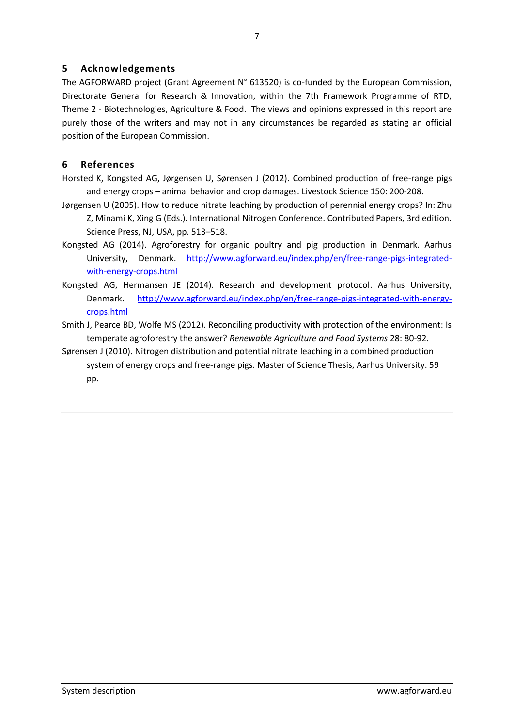## 5 Acknowledgements

The AGFORWARD project (Grant Agreement N° 613520) is co-funded by the European Commission, Directorate General for Research & Innovation, within the 7th Framework Programme of RTD, Theme 2 - Biotechnologies, Agriculture & Food. The views and opinions expressed in this report are purely those of the writers and may not in any circumstances be regarded as stating an official position of the European Commission.

## 6 References

Horsted K, Kongsted AG, Jørgensen U, Sørensen J (2012). Combined production of free-range pigs and energy crops – animal behavior and crop damages. Livestock Science 150: 200-208.

Jørgensen U (2005). How to reduce nitrate leaching by production of perennial energy crops? In: Zhu Z, Minami K, Xing G (Eds.). International Nitrogen Conference. Contributed Papers, 3rd edition. Science Press, NJ, USA, pp. 513–518.

Kongsted AG (2014). Agroforestry for organic poultry and pig production in Denmark. Aarhus University, Denmark. http://www.agforward.eu/index.php/en/free-range-pigs-integrated-with-energy-crops.html

Kongsted AG, Hermansen JE (2014). Research and development protocol. Aarhus University, Denmark. http://www.agforward.eu/index.php/en/free-range-pigs-integrated-with-energy-crops.html

Smith J, Pearce BD, Wolfe MS (2012). Reconciling productivity with protection of the environment: Is temperate agroforestry the answer? *Renewable Agriculture and Food Systems* 28: 80-92.

Sørensen J (2010). Nitrogen distribution and potential nitrate leaching in a combined production system of energy crops and free-range pigs. Master of Science Thesis, Aarhus University. 59 pp.